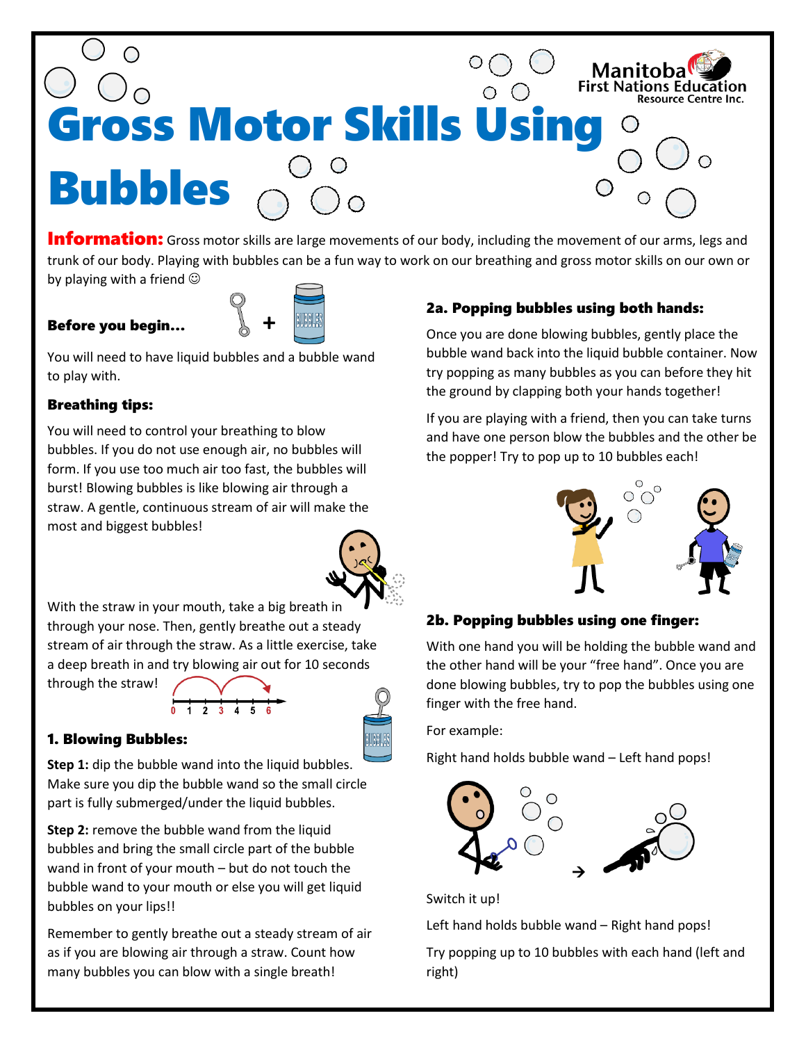Manitoba First Nations Education Resource Centre Inc.

# Gross Motor Skills Using Bubbles

**Information:** Gross motor skills are large movements of our body, including the movement of our arms, legs and trunk of our body. Playing with bubbles can be a fun way to work on our breathing and gross motor skills on our own or by playing with a friend ☺

### Before you begin…

You will need to have liquid bubbles and a bubble wand to play with.

### Breathing tips:

You will need to control your breathing to blow bubbles. If you do not use enough air, no bubbles will form. If you use too much air too fast, the bubbles will burst! Blowing bubbles is like blowing air through a straw. A gentle, continuous stream of air will make the most and biggest bubbles!

With the straw in your mouth, take a big breath in through your nose. Then, gently breathe out a steady stream of air through the straw. As a little exercise, take a deep breath in and try blowing air out for 10 seconds through the straw!

0 1 2 3 4 5 6

### 1. Blowing Bubbles:

**Step 1:** dip the bubble wand into the liquid bubbles. Make sure you dip the bubble wand so the small circle part is fully submerged/under the liquid bubbles.

**Step 2:** remove the bubble wand from the liquid bubbles and bring the small circle part of the bubble wand in front of your mouth – but do not touch the bubble wand to your mouth or else you will get liquid bubbles on your lips!!

Remember to gently breathe out a steady stream of air as if you are blowing air through a straw. Count how many bubbles you can blow with a single breath!

### 2a. Popping bubbles using both hands:

Once you are done blowing bubbles, gently place the bubble wand back into the liquid bubble container. Now try popping as many bubbles as you can before they hit the ground by clapping both your hands together!

If you are playing with a friend, then you can take turns and have one person blow the bubbles and the other be the popper! Try to pop up to 10 bubbles each!

### 2b. Popping bubbles using one finger:

With one hand you will be holding the bubble wand and the other hand will be your "free hand". Once you are done blowing bubbles, try to pop the bubbles using one finger with the free hand.

For example:

Right hand holds bubble wand – Left hand pops!

Switch it up!

Left hand holds bubble wand – Right hand pops!

Try popping up to 10 bubbles with each hand (left and right)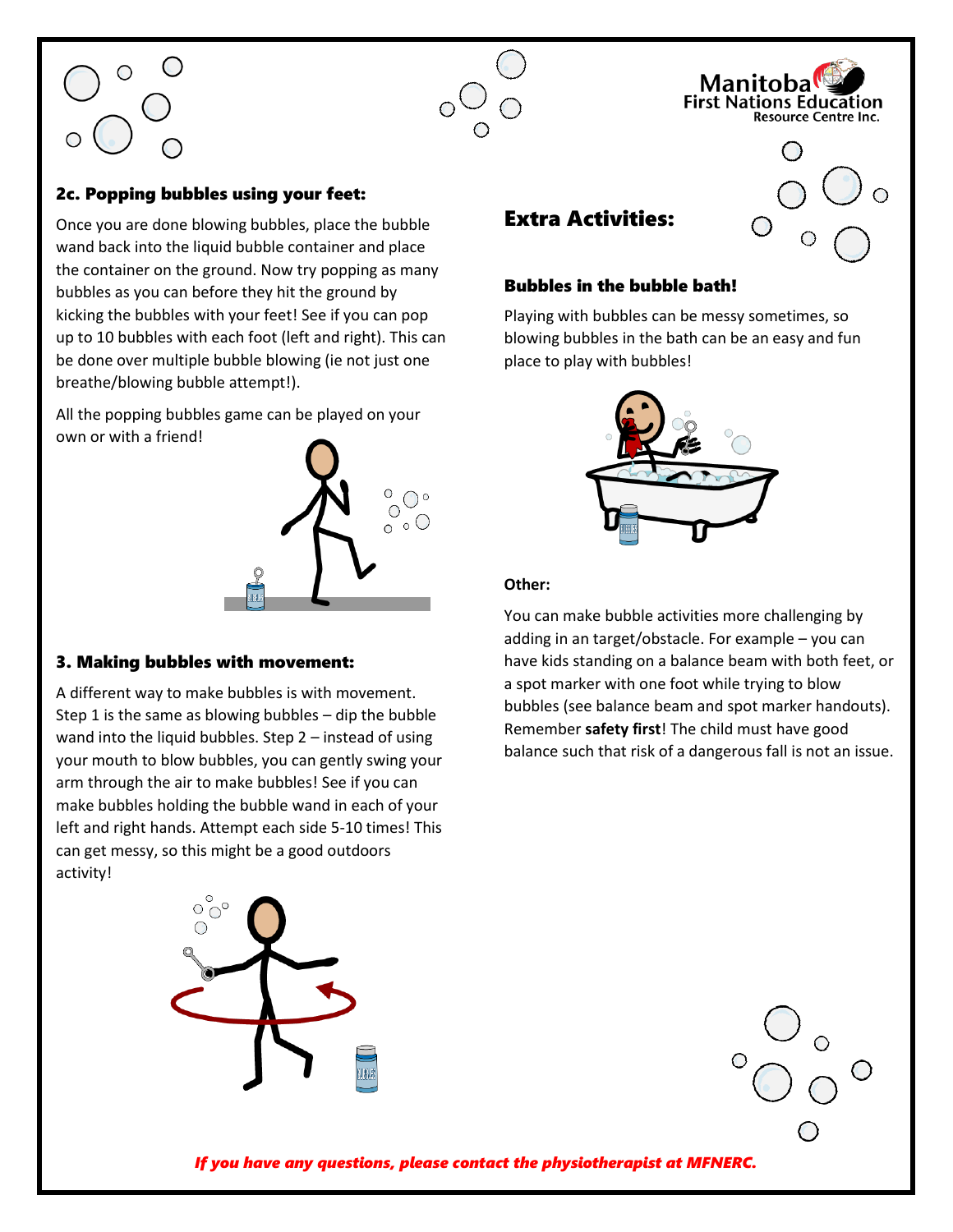## 2c. Popping bubbles using your feet:

Once you are done blowing bubbles, place the bubble wand back into the liquid bubble container and place the container on the ground. Now try popping as many bubbles as you can before they hit the ground by kicking the bubbles with your feet! See if you can pop up to 10 bubbles with each foot (left and right). This can be done over multiple bubble blowing (ie not just one breathe/blowing bubble attempt!).

All the popping bubbles game can be played on your own or with a friend!

## 3. Making bubbles with movement:

A different way to make bubbles is with movement. Step 1 is the same as blowing bubbles – dip the bubble wand into the liquid bubbles. Step 2 – instead of using your mouth to blow bubbles, you can gently swing your arm through the air to make bubbles! See if you can make bubbles holding the bubble wand in each of your left and right hands. Attempt each side 5-10 times! This can get messy, so this might be a good outdoors activity!

## Extra Activities:

### Bubbles in the bubble bath!

Playing with bubbles can be messy sometimes, so blowing bubbles in the bath can be an easy and fun place to play with bubbles!

**Other:**

You can make bubble activities more challenging by adding in an target/obstacle. For example – you can have kids standing on a balance beam with both feet, or a spot marker with one foot while trying to blow bubbles (see balance beam and spot marker handouts). Remember **safety first**! The child must have good balance such that risk of a dangerous fall is not an issue.

***If you have any questions, please contact the physiotherapist at MFNERC.***